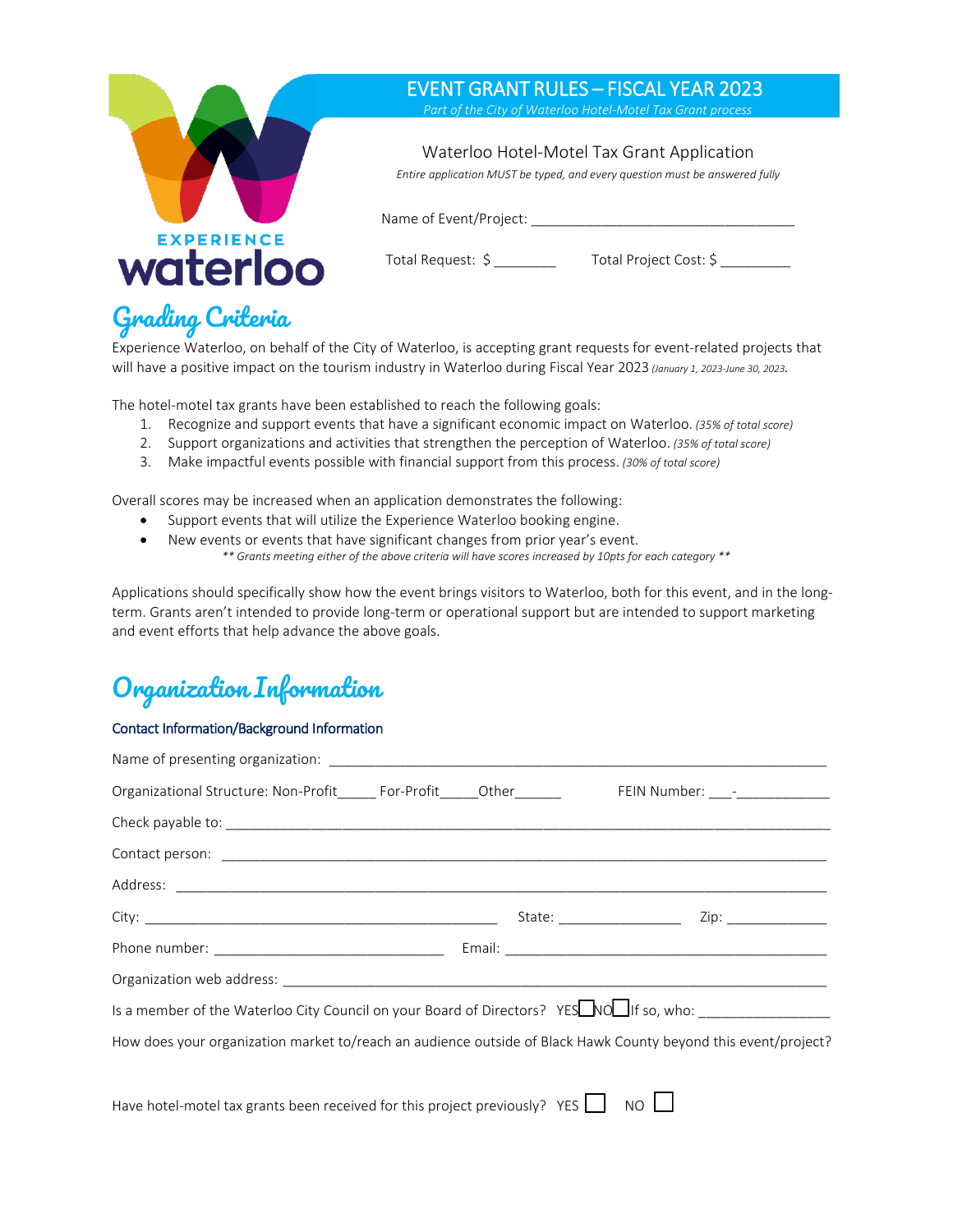# EVENT GRANT RULES – FISCAL YEAR 2023

*Part of the City of Waterloo Hotel-Motel Tax Grant process*

EXPERIENCE waterloo

## Waterloo Hotel-Motel Tax Grant Application

*Entire application MUST be typed, and every question must be answered fully*

Name of Event/Project: ___________________________________

Total Request: $ ________ Total Project Cost: $ _________

## Grading Criteria

Experience Waterloo, on behalf of the City of Waterloo, is accepting grant requests for event-related projects that will have a positive impact on the tourism industry in Waterloo during Fiscal Year 2023 *(January 1, 2023-June 30, 2023.*

The hotel-motel tax grants have been established to reach the following goals:

1. Recognize and support events that have a significant economic impact on Waterloo. *(35% of total score)*
2. Support organizations and activities that strengthen the perception of Waterloo. *(35% of total score)*
3. Make impactful events possible with financial support from this process. *(30% of total score)*

Overall scores may be increased when an application demonstrates the following:

- Support events that will utilize the Experience Waterloo booking engine.
- New events or events that have significant changes from prior year's event.

*\*\* Grants meeting either of the above criteria will have scores increased by 10pts for each category \*\**

Applications should specifically show how the event brings visitors to Waterloo, both for this event, and in the long-term. Grants aren't intended to provide long-term or operational support but are intended to support marketing and event efforts that help advance the above goals.

## Organization Information

### Contact Information/Background Information

Name of presenting organization: _______________________________________________________________

Organizational Structure: Non-Profit_____ For-Profit_____Other______ FEIN Number: ___-___________

Check payable to: ______________________________________________________________________

Contact person: ______________________________________________________________________

Address: _________________________________________________________________________

City: ___________________________________________ State: ________________ Zip: _____________

Phone number: _____________________________ Email: _____________________________________________

Organization web address: _______________________________________________________________

Is a member of the Waterloo City Council on your Board of Directors? YES ☐ NO ☐ If so, who: _________________

How does your organization market to/reach an audience outside of Black Hawk County beyond this event/project?

Have hotel-motel tax grants been received for this project previously? YES ☐ NO ☐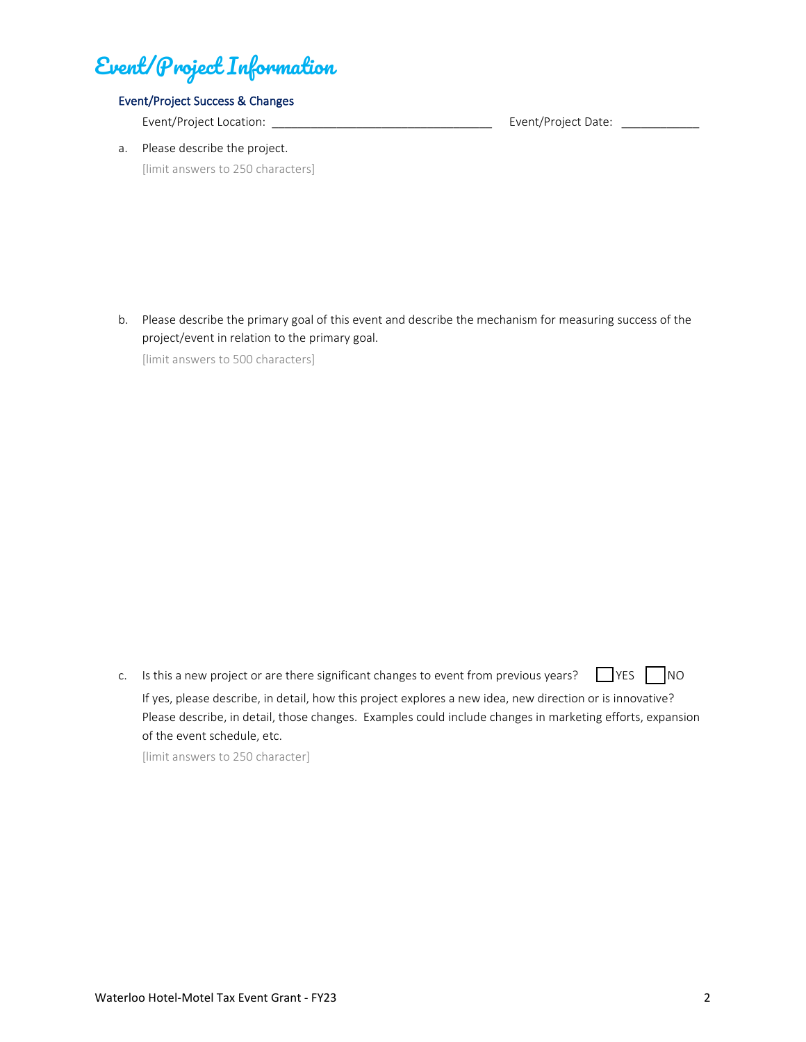# Event/Project Information

### Event/Project Success & Changes

Event/Project Location: ________________________________ Event/Project Date: ____________

a. Please describe the project.

[limit answers to 250 characters]

b. Please describe the primary goal of this event and describe the mechanism for measuring success of the project/event in relation to the primary goal.

[limit answers to 500 characters]

c. Is this a new project or are there significant changes to event from previous years? ☐ YES ☐ NO

If yes, please describe, in detail, how this project explores a new idea, new direction or is innovative? Please describe, in detail, those changes. Examples could include changes in marketing efforts, expansion of the event schedule, etc.

[limit answers to 250 character]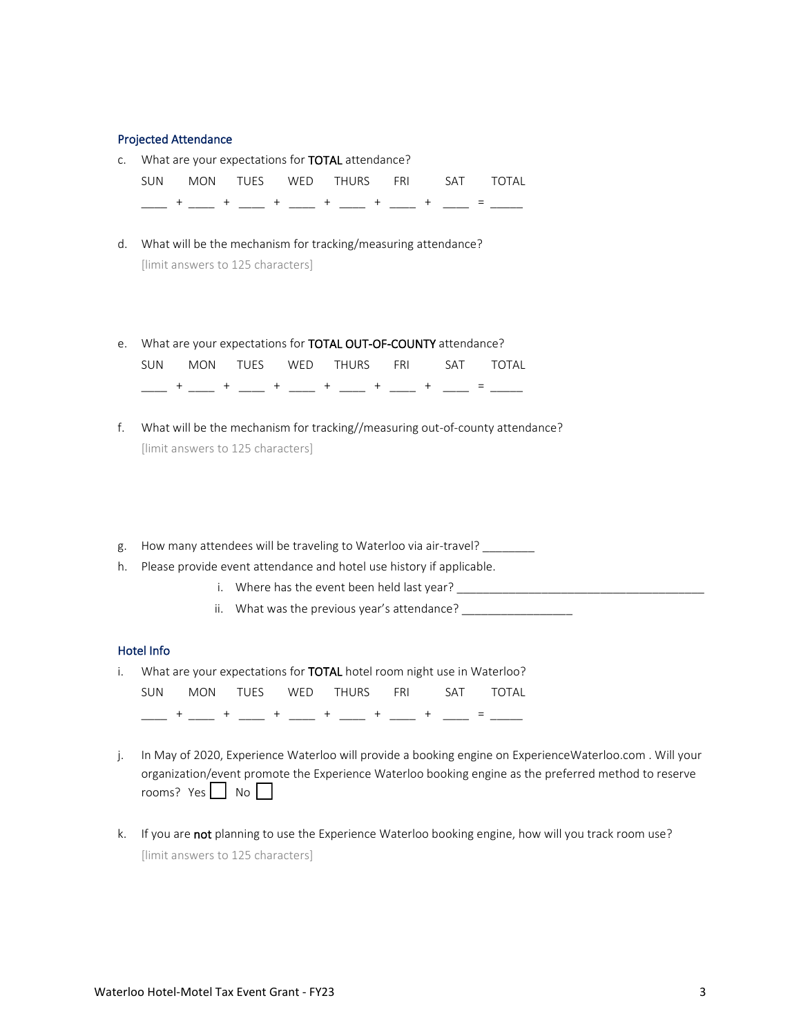### Projected Attendance

c. What are your expectations for **TOTAL** attendance?

| SUN | | MON | | TUES | | WED | | THURS | | FRI | | SAT | | TOTAL |
|---|---|---|---|---|---|---|---|---|---|---|---|---|---|---|
| ____ | + | ____ | + | ____ | + | ____ | + | ____ | + | ____ | + | ____ | = | _____ |

d. What will be the mechanism for tracking/measuring attendance?
[limit answers to 125 characters]

e. What are your expectations for **TOTAL OUT-OF-COUNTY** attendance?

| SUN | | MON | | TUES | | WED | | THURS | | FRI | | SAT | | TOTAL |
|---|---|---|---|---|---|---|---|---|---|---|---|---|---|---|
| ____ | + | ____ | + | ____ | + | ____ | + | ____ | + | ____ | + | ____ | = | _____ |

f. What will be the mechanism for tracking//measuring out-of-county attendance?
[limit answers to 125 characters]

g. How many attendees will be traveling to Waterloo via air-travel? ________

h. Please provide event attendance and hotel use history if applicable.
   i. Where has the event been held last year? ________________________________________
   ii. What was the previous year's attendance? _________________

### Hotel Info

i. What are your expectations for **TOTAL** hotel room night use in Waterloo?

| SUN | | MON | | TUES | | WED | | THURS | | FRI | | SAT | | TOTAL |
|---|---|---|---|---|---|---|---|---|---|---|---|---|---|---|
| ____ | + | ____ | + | ____ | + | ____ | + | ____ | + | ____ | + | ____ | = | _____ |

j. In May of 2020, Experience Waterloo will provide a booking engine on ExperienceWaterloo.com . Will your organization/event promote the Experience Waterloo booking engine as the preferred method to reserve rooms? Yes ☐ No ☐

k. If you are **not** planning to use the Experience Waterloo booking engine, how will you track room use?
[limit answers to 125 characters]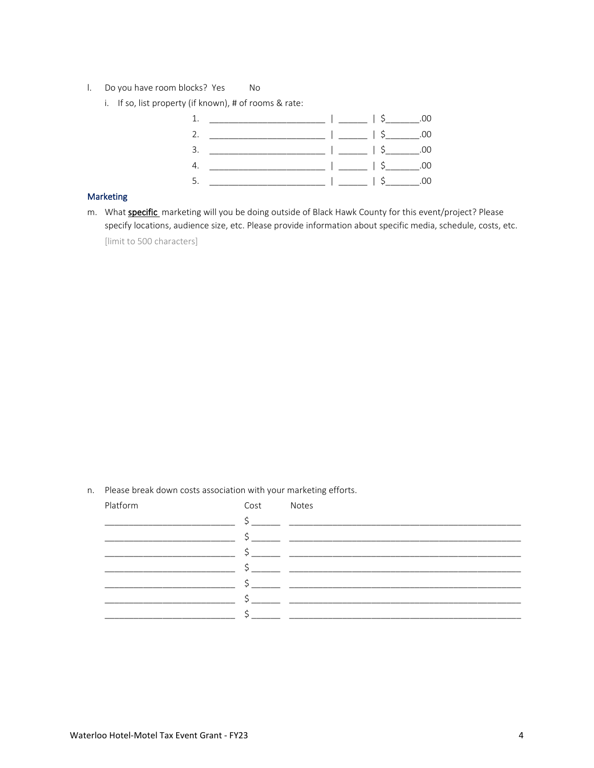l. Do you have room blocks? Yes No

   i. If so, list property (if known), # of rooms & rate:

      1. ________________________ | ______ | $_______.00
      2. ________________________ | ______ | $_______.00
      3. ________________________ | ______ | $_______.00
      4. ________________________ | ______ | $_______.00
      5. ________________________ | ______ | $_______.00

### Marketing

m. What **specific** marketing will you be doing outside of Black Hawk County for this event/project? Please specify locations, audience size, etc. Please provide information about specific media, schedule, costs, etc.

   [limit to 500 characters]

n. Please break down costs association with your marketing efforts.

| Platform | Cost | Notes |
|---|---|---|
| ___________________________ | $ ______ | ___________________________________________________ |
| ___________________________ | $ ______ | ___________________________________________________ |
| ___________________________ | $ ______ | ___________________________________________________ |
| ___________________________ | $ ______ | ___________________________________________________ |
| ___________________________ | $ ______ | ___________________________________________________ |
| ___________________________ | $ ______ | ___________________________________________________ |
| ___________________________ | $ ______ | ___________________________________________________ |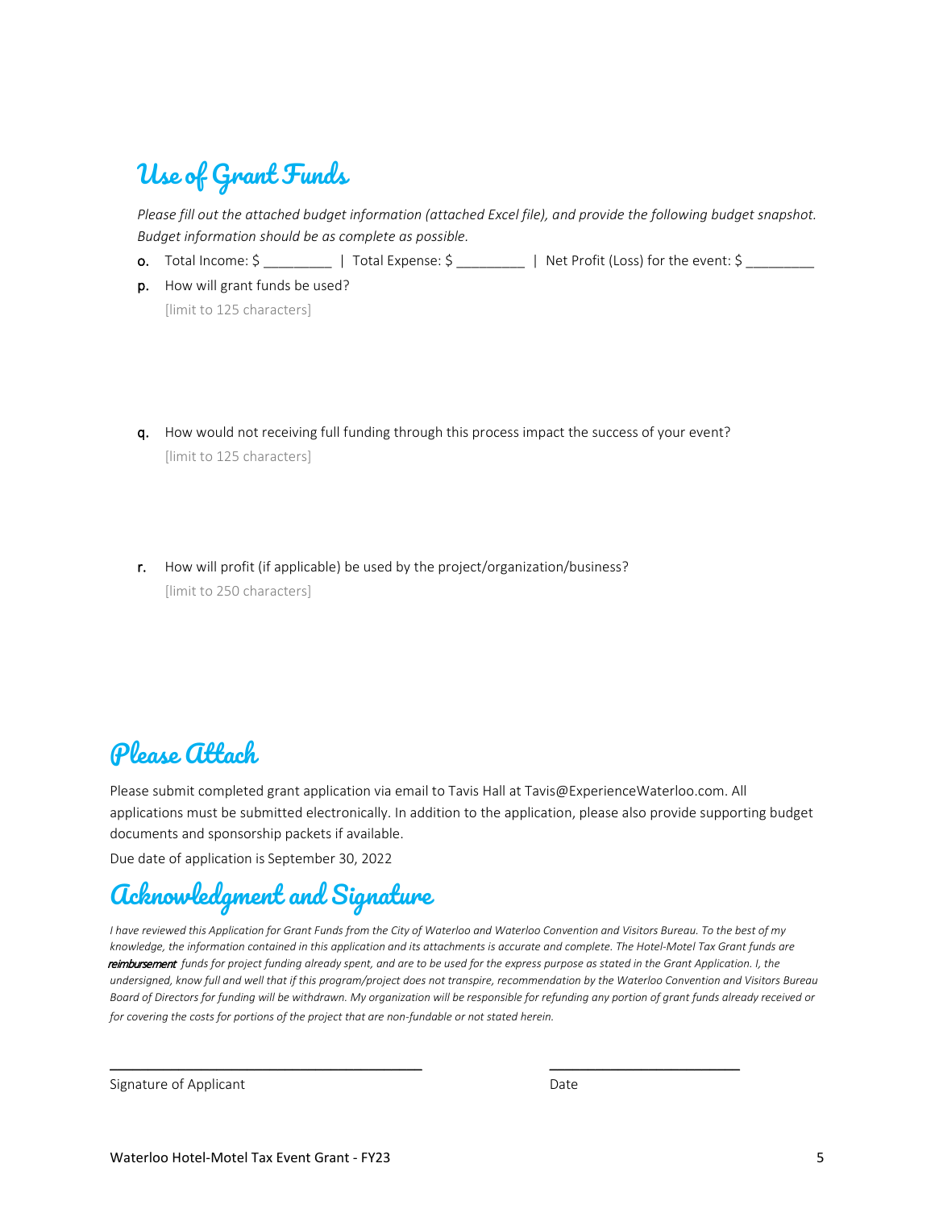## Use of Grant Funds

*Please fill out the attached budget information (attached Excel file), and provide the following budget snapshot. Budget information should be as complete as possible.*

o. Total Income: $ _________ | Total Expense: $ _________ | Net Profit (Loss) for the event: $ _________

p. How will grant funds be used?
[limit to 125 characters]

q. How would not receiving full funding through this process impact the success of your event?
[limit to 125 characters]

r. How will profit (if applicable) be used by the project/organization/business?
[limit to 250 characters]

## Please Attach

Please submit completed grant application via email to Tavis Hall at Tavis@ExperienceWaterloo.com. All applications must be submitted electronically. In addition to the application, please also provide supporting budget documents and sponsorship packets if available.

Due date of application is September 30, 2022

## Acknowledgment and Signature

*I have reviewed this Application for Grant Funds from the City of Waterloo and Waterloo Convention and Visitors Bureau. To the best of my knowledge, the information contained in this application and its attachments is accurate and complete. The Hotel-Motel Tax Grant funds are **reimbursement** funds for project funding already spent, and are to be used for the express purpose as stated in the Grant Application. I, the undersigned, know full and well that if this program/project does not transpire, recommendation by the Waterloo Convention and Visitors Bureau Board of Directors for funding will be withdrawn. My organization will be responsible for refunding any portion of grant funds already received or for covering the costs for portions of the project that are non-fundable or not stated herein.*

_______________________________________ _________________________

Signature of Applicant Date